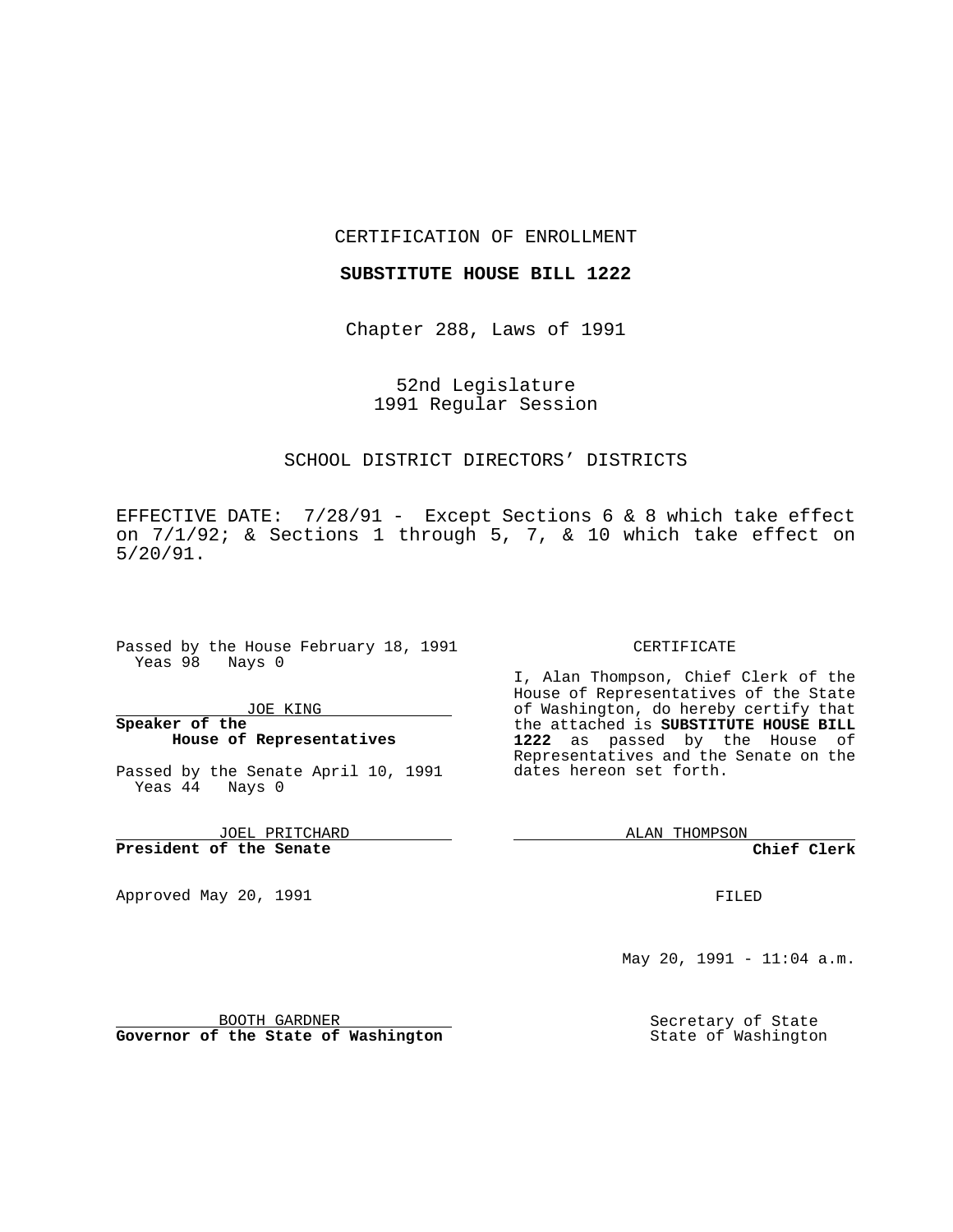CERTIFICATION OF ENROLLMENT

**SUBSTITUTE HOUSE BILL 1222**

Chapter 288, Laws of 1991

52nd Legislature
1991 Regular Session

SCHOOL DISTRICT DIRECTORS' DISTRICTS

EFFECTIVE DATE: 7/28/91 - Except Sections 6 & 8 which take effect on 7/1/92; & Sections 1 through 5, 7, & 10 which take effect on 5/20/91.

Passed by the House February 18, 1991
Yeas 98 Nays 0

JOE KING
**Speaker of the House of Representatives**

Passed by the Senate April 10, 1991
Yeas 44 Nays 0

JOEL PRITCHARD
**President of the Senate**

Approved May 20, 1991

BOOTH GARDNER
**Governor of the State of Washington**

CERTIFICATE

I, Alan Thompson, Chief Clerk of the House of Representatives of the State of Washington, do hereby certify that the attached is **SUBSTITUTE HOUSE BILL 1222** as passed by the House of Representatives and the Senate on the dates hereon set forth.

ALAN THOMPSON
**Chief Clerk**

FILED

May 20, 1991 - 11:04 a.m.

Secretary of State
State of Washington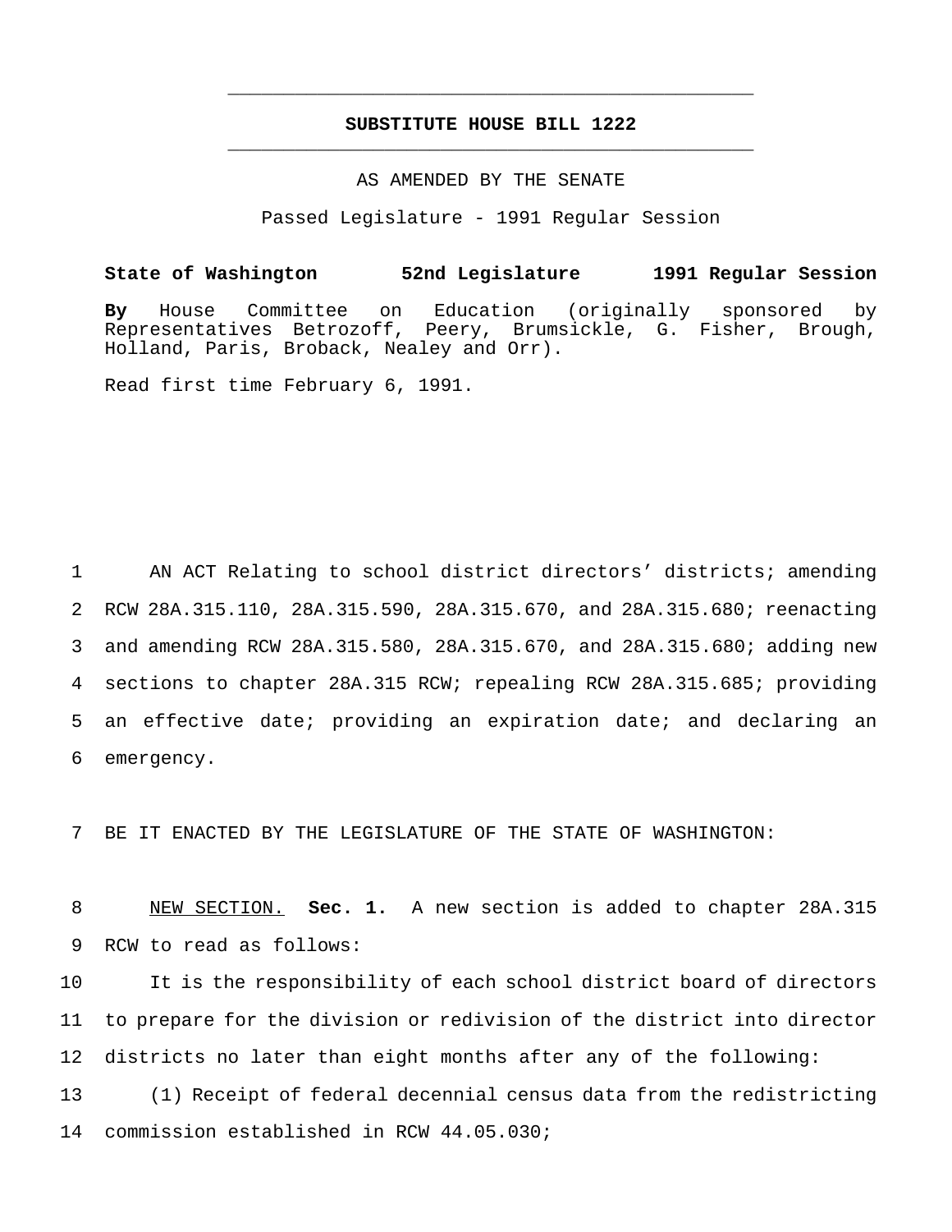# SUBSTITUTE HOUSE BILL 1222

AS AMENDED BY THE SENATE

Passed Legislature - 1991 Regular Session

**State of Washington 52nd Legislature 1991 Regular Session**

**By** House Committee on Education (originally sponsored by Representatives Betrozoff, Peery, Brumsickle, G. Fisher, Brough, Holland, Paris, Broback, Nealey and Orr).

Read first time February 6, 1991.

AN ACT Relating to school district directors' districts; amending RCW 28A.315.110, 28A.315.590, 28A.315.670, and 28A.315.680; reenacting and amending RCW 28A.315.580, 28A.315.670, and 28A.315.680; adding new sections to chapter 28A.315 RCW; repealing RCW 28A.315.685; providing an effective date; providing an expiration date; and declaring an emergency.

BE IT ENACTED BY THE LEGISLATURE OF THE STATE OF WASHINGTON:

NEW SECTION. **Sec. 1.** A new section is added to chapter 28A.315 RCW to read as follows:

It is the responsibility of each school district board of directors to prepare for the division or redivision of the district into director districts no later than eight months after any of the following:

(1) Receipt of federal decennial census data from the redistricting commission established in RCW 44.05.030;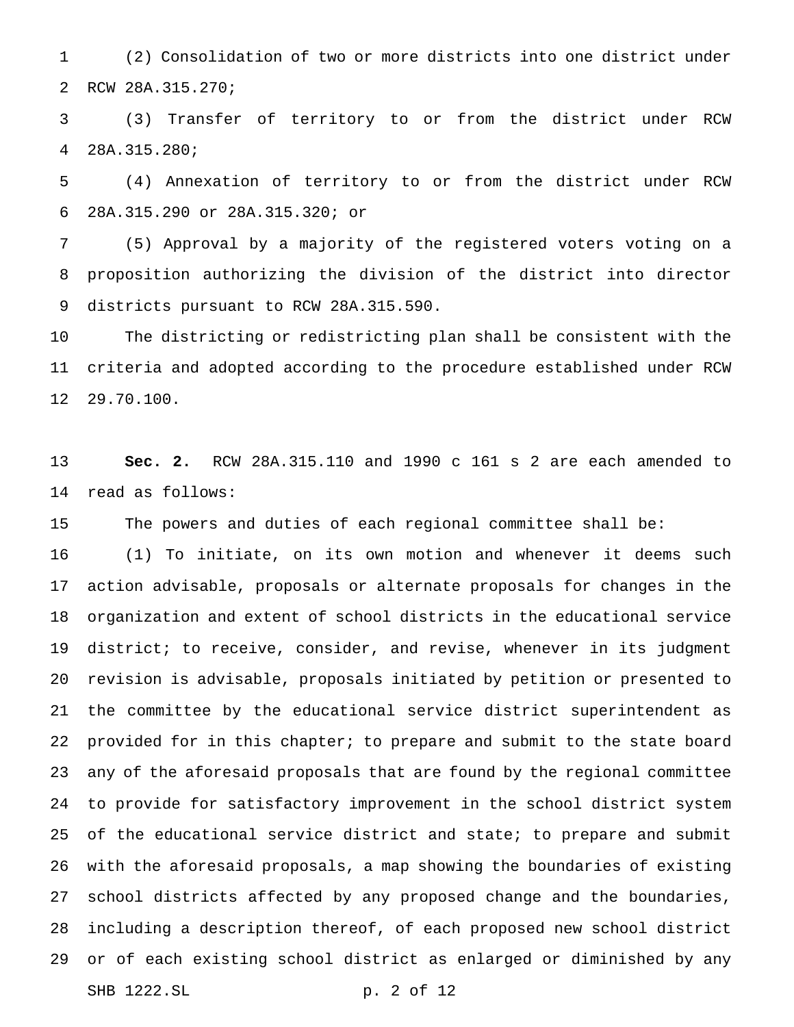(2) Consolidation of two or more districts into one district under RCW 28A.315.270;

(3) Transfer of territory to or from the district under RCW 28A.315.280;

(4) Annexation of territory to or from the district under RCW 28A.315.290 or 28A.315.320; or

(5) Approval by a majority of the registered voters voting on a proposition authorizing the division of the district into director districts pursuant to RCW 28A.315.590.

The districting or redistricting plan shall be consistent with the criteria and adopted according to the procedure established under RCW 29.70.100.

**Sec. 2.** RCW 28A.315.110 and 1990 c 161 s 2 are each amended to read as follows:

The powers and duties of each regional committee shall be:

(1) To initiate, on its own motion and whenever it deems such action advisable, proposals or alternate proposals for changes in the organization and extent of school districts in the educational service district; to receive, consider, and revise, whenever in its judgment revision is advisable, proposals initiated by petition or presented to the committee by the educational service district superintendent as provided for in this chapter; to prepare and submit to the state board any of the aforesaid proposals that are found by the regional committee to provide for satisfactory improvement in the school district system of the educational service district and state; to prepare and submit with the aforesaid proposals, a map showing the boundaries of existing school districts affected by any proposed change and the boundaries, including a description thereof, of each proposed new school district or of each existing school district as enlarged or diminished by any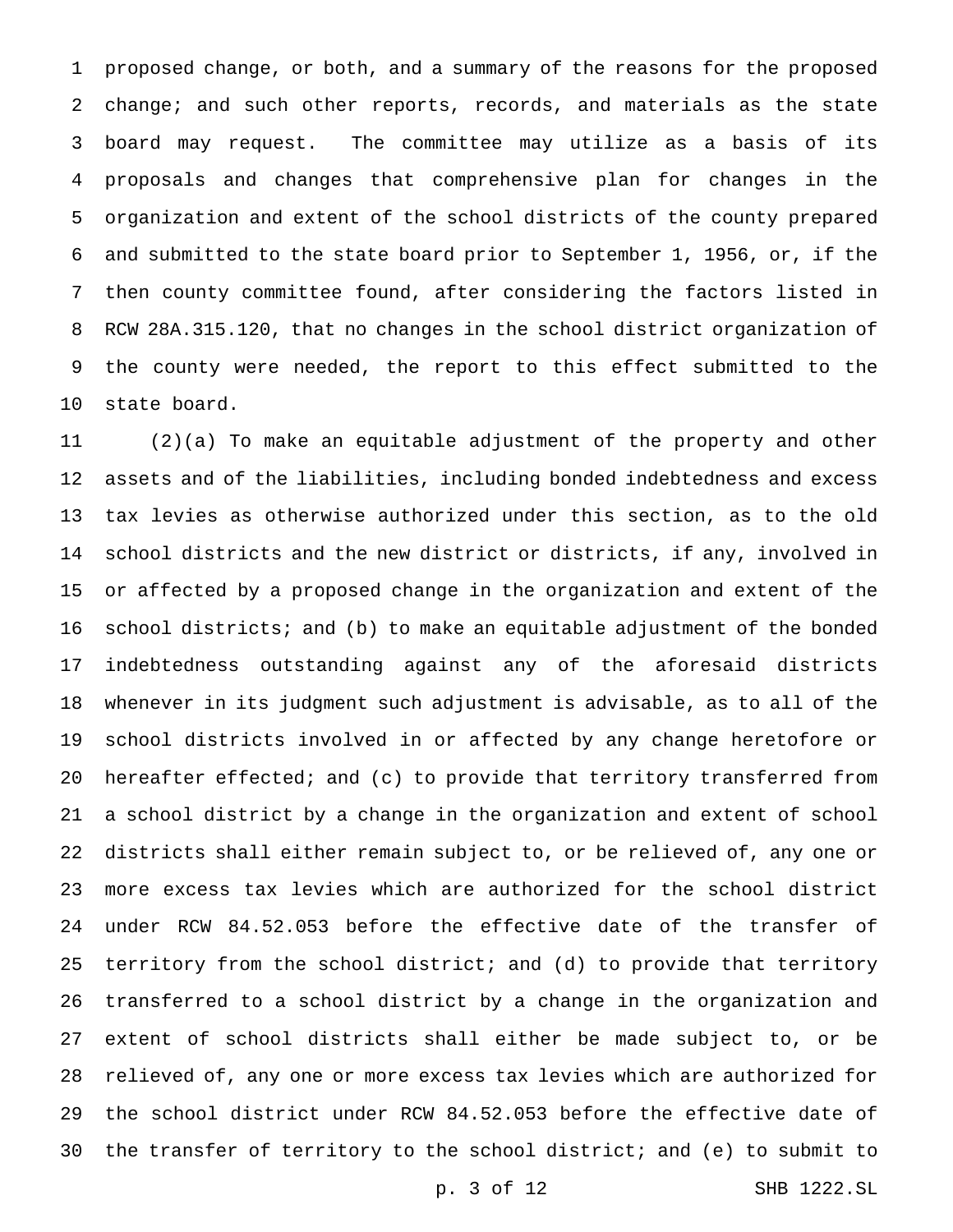proposed change, or both, and a summary of the reasons for the proposed change; and such other reports, records, and materials as the state board may request. The committee may utilize as a basis of its proposals and changes that comprehensive plan for changes in the organization and extent of the school districts of the county prepared and submitted to the state board prior to September 1, 1956, or, if the then county committee found, after considering the factors listed in RCW 28A.315.120, that no changes in the school district organization of the county were needed, the report to this effect submitted to the state board.

(2)(a) To make an equitable adjustment of the property and other assets and of the liabilities, including bonded indebtedness and excess tax levies as otherwise authorized under this section, as to the old school districts and the new district or districts, if any, involved in or affected by a proposed change in the organization and extent of the school districts; and (b) to make an equitable adjustment of the bonded indebtedness outstanding against any of the aforesaid districts whenever in its judgment such adjustment is advisable, as to all of the school districts involved in or affected by any change heretofore or hereafter effected; and (c) to provide that territory transferred from a school district by a change in the organization and extent of school districts shall either remain subject to, or be relieved of, any one or more excess tax levies which are authorized for the school district under RCW 84.52.053 before the effective date of the transfer of territory from the school district; and (d) to provide that territory transferred to a school district by a change in the organization and extent of school districts shall either be made subject to, or be relieved of, any one or more excess tax levies which are authorized for the school district under RCW 84.52.053 before the effective date of the transfer of territory to the school district; and (e) to submit to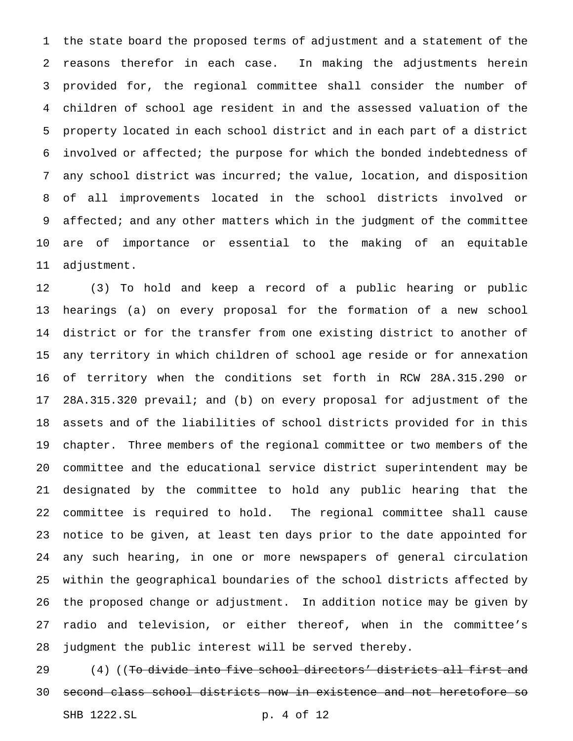the state board the proposed terms of adjustment and a statement of the reasons therefor in each case. In making the adjustments herein provided for, the regional committee shall consider the number of children of school age resident in and the assessed valuation of the property located in each school district and in each part of a district involved or affected; the purpose for which the bonded indebtedness of any school district was incurred; the value, location, and disposition of all improvements located in the school districts involved or affected; and any other matters which in the judgment of the committee are of importance or essential to the making of an equitable adjustment.

(3) To hold and keep a record of a public hearing or public hearings (a) on every proposal for the formation of a new school district or for the transfer from one existing district to another of any territory in which children of school age reside or for annexation of territory when the conditions set forth in RCW 28A.315.290 or 28A.315.320 prevail; and (b) on every proposal for adjustment of the assets and of the liabilities of school districts provided for in this chapter. Three members of the regional committee or two members of the committee and the educational service district superintendent may be designated by the committee to hold any public hearing that the committee is required to hold. The regional committee shall cause notice to be given, at least ten days prior to the date appointed for any such hearing, in one or more newspapers of general circulation within the geographical boundaries of the school districts affected by the proposed change or adjustment. In addition notice may be given by radio and television, or either thereof, when in the committee's judgment the public interest will be served thereby.

(4) ((~~To divide into five school directors' districts all first and second class school districts now in existence and not heretofore so~~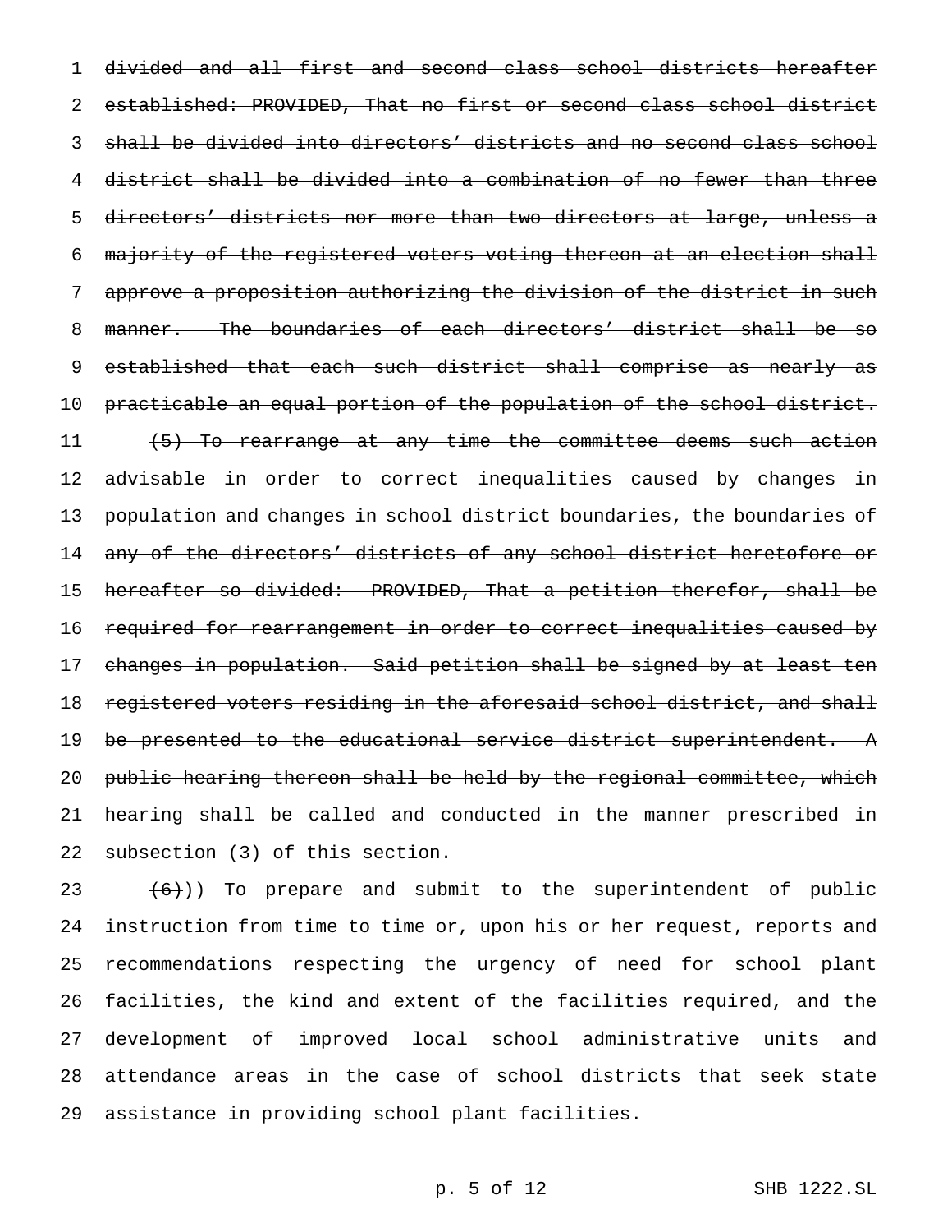~~divided and all first and second class school districts hereafter established: PROVIDED, That no first or second class school district shall be divided into directors' districts and no second class school district shall be divided into a combination of no fewer than three directors' districts nor more than two directors at large, unless a majority of the registered voters voting thereon at an election shall approve a proposition authorizing the division of the district in such manner. The boundaries of each directors' district shall be so established that each such district shall comprise as nearly as practicable an equal portion of the population of the school district.~~

~~(5) To rearrange at any time the committee deems such action advisable in order to correct inequalities caused by changes in population and changes in school district boundaries, the boundaries of any of the directors' districts of any school district heretofore or hereafter so divided: PROVIDED, That a petition therefor, shall be required for rearrangement in order to correct inequalities caused by changes in population. Said petition shall be signed by at least ten registered voters residing in the aforesaid school district, and shall be presented to the educational service district superintendent. A public hearing thereon shall be held by the regional committee, which hearing shall be called and conducted in the manner prescribed in subsection (3) of this section.~~

~~(6)~~)) To prepare and submit to the superintendent of public instruction from time to time or, upon his or her request, reports and recommendations respecting the urgency of need for school plant facilities, the kind and extent of the facilities required, and the development of improved local school administrative units and attendance areas in the case of school districts that seek state assistance in providing school plant facilities.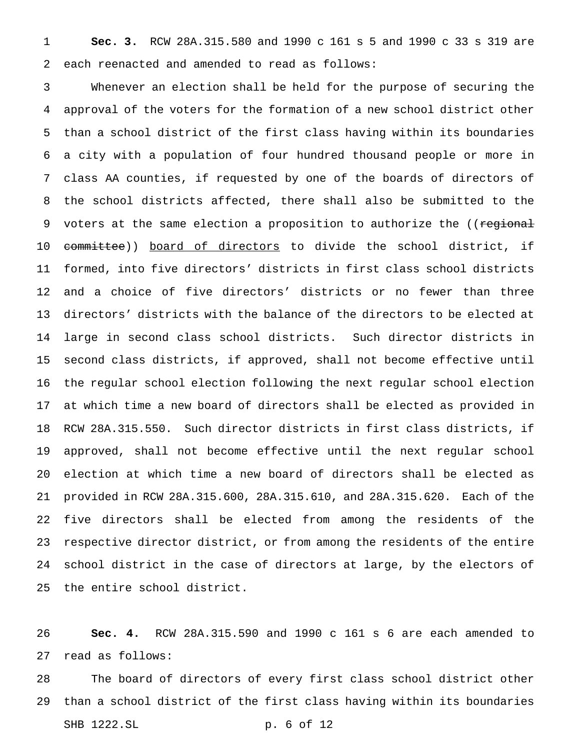**Sec. 3.** RCW 28A.315.580 and 1990 c 161 s 5 and 1990 c 33 s 319 are each reenacted and amended to read as follows:

Whenever an election shall be held for the purpose of securing the approval of the voters for the formation of a new school district other than a school district of the first class having within its boundaries a city with a population of four hundred thousand people or more in class AA counties, if requested by one of the boards of directors of the school districts affected, there shall also be submitted to the voters at the same election a proposition to authorize the ((~~regional committee~~)) board of directors to divide the school district, if formed, into five directors' districts in first class school districts and a choice of five directors' districts or no fewer than three directors' districts with the balance of the directors to be elected at large in second class school districts. Such director districts in second class districts, if approved, shall not become effective until the regular school election following the next regular school election at which time a new board of directors shall be elected as provided in RCW 28A.315.550. Such director districts in first class districts, if approved, shall not become effective until the next regular school election at which time a new board of directors shall be elected as provided in RCW 28A.315.600, 28A.315.610, and 28A.315.620. Each of the five directors shall be elected from among the residents of the respective director district, or from among the residents of the entire school district in the case of directors at large, by the electors of the entire school district.

**Sec. 4.** RCW 28A.315.590 and 1990 c 161 s 6 are each amended to read as follows:

The board of directors of every first class school district other than a school district of the first class having within its boundaries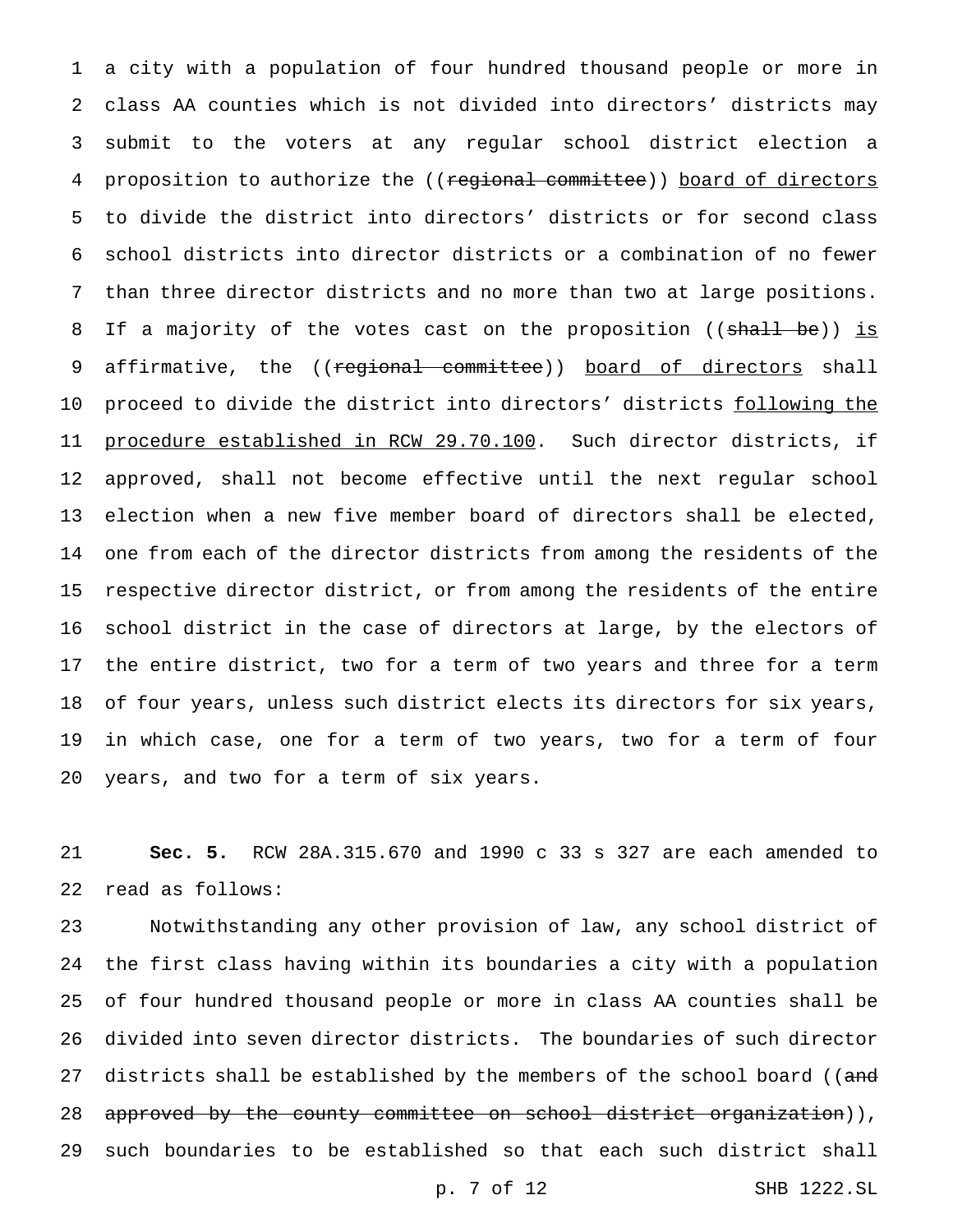a city with a population of four hundred thousand people or more in class AA counties which is not divided into directors' districts may submit to the voters at any regular school district election a proposition to authorize the ((~~regional committee~~)) <u>board of directors</u> to divide the district into directors' districts or for second class school districts into director districts or a combination of no fewer than three director districts and no more than two at large positions. If a majority of the votes cast on the proposition ((~~shall be~~)) <u>is</u> affirmative, the ((~~regional committee~~)) <u>board of directors</u> shall proceed to divide the district into directors' districts <u>following the procedure established in RCW 29.70.100</u>. Such director districts, if approved, shall not become effective until the next regular school election when a new five member board of directors shall be elected, one from each of the director districts from among the residents of the respective director district, or from among the residents of the entire school district in the case of directors at large, by the electors of the entire district, two for a term of two years and three for a term of four years, unless such district elects its directors for six years, in which case, one for a term of two years, two for a term of four years, and two for a term of six years.

**Sec. 5.** RCW 28A.315.670 and 1990 c 33 s 327 are each amended to read as follows:

Notwithstanding any other provision of law, any school district of the first class having within its boundaries a city with a population of four hundred thousand people or more in class AA counties shall be divided into seven director districts. The boundaries of such director districts shall be established by the members of the school board ((~~and approved by the county committee on school district organization~~)), such boundaries to be established so that each such district shall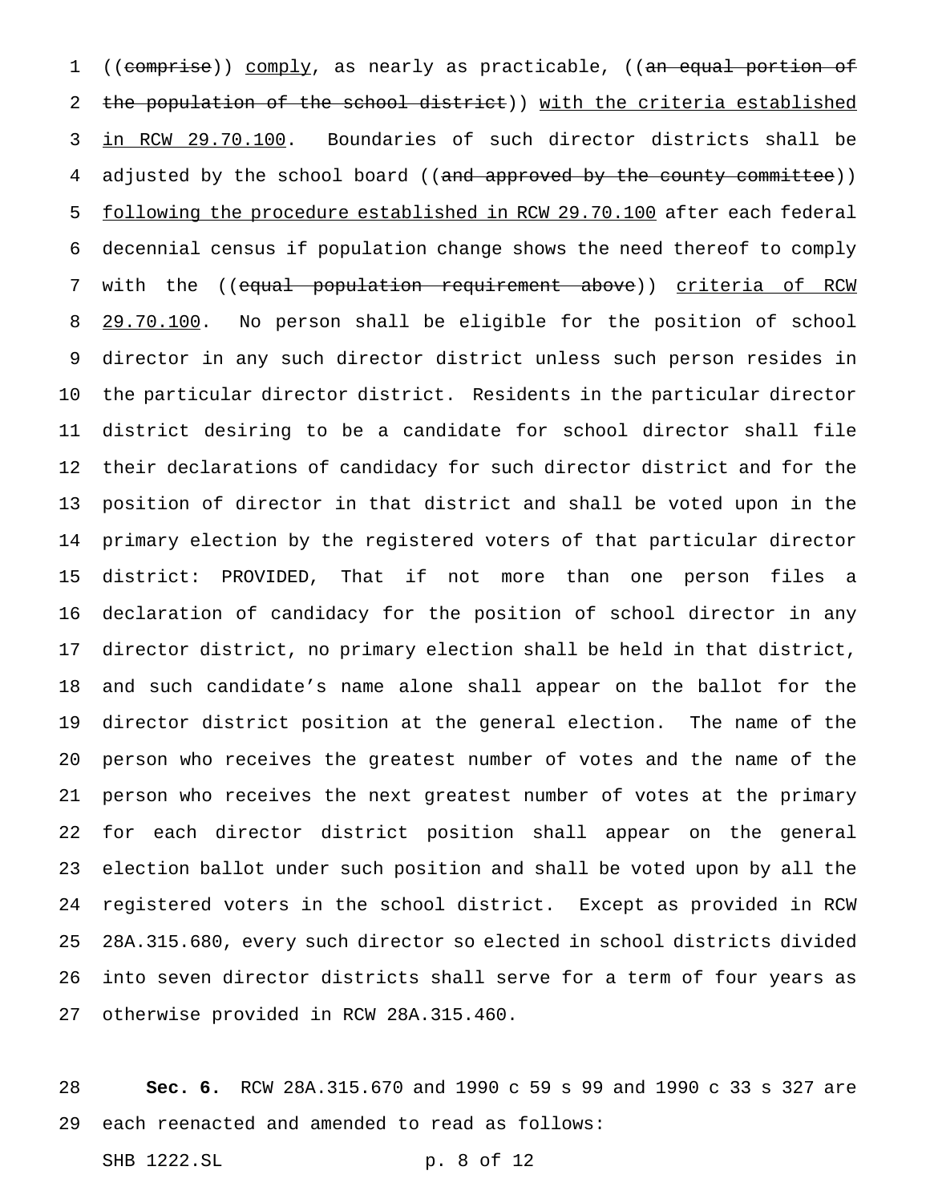((~~comprise~~)) <u>comply</u>, as nearly as practicable, ((~~an equal portion of the population of the school district~~)) <u>with the criteria established in RCW 29.70.100</u>. Boundaries of such director districts shall be adjusted by the school board ((~~and approved by the county committee~~)) <u>following the procedure established in RCW 29.70.100</u> after each federal decennial census if population change shows the need thereof to comply with the ((~~equal population requirement above~~)) <u>criteria of RCW 29.70.100</u>. No person shall be eligible for the position of school director in any such director district unless such person resides in the particular director district. Residents in the particular director district desiring to be a candidate for school director shall file their declarations of candidacy for such director district and for the position of director in that district and shall be voted upon in the primary election by the registered voters of that particular director district: PROVIDED, That if not more than one person files a declaration of candidacy for the position of school director in any director district, no primary election shall be held in that district, and such candidate's name alone shall appear on the ballot for the director district position at the general election. The name of the person who receives the greatest number of votes and the name of the person who receives the next greatest number of votes at the primary for each director district position shall appear on the general election ballot under such position and shall be voted upon by all the registered voters in the school district. Except as provided in RCW 28A.315.680, every such director so elected in school districts divided into seven director districts shall serve for a term of four years as otherwise provided in RCW 28A.315.460.

**Sec. 6.** RCW 28A.315.670 and 1990 c 59 s 99 and 1990 c 33 s 327 are each reenacted and amended to read as follows: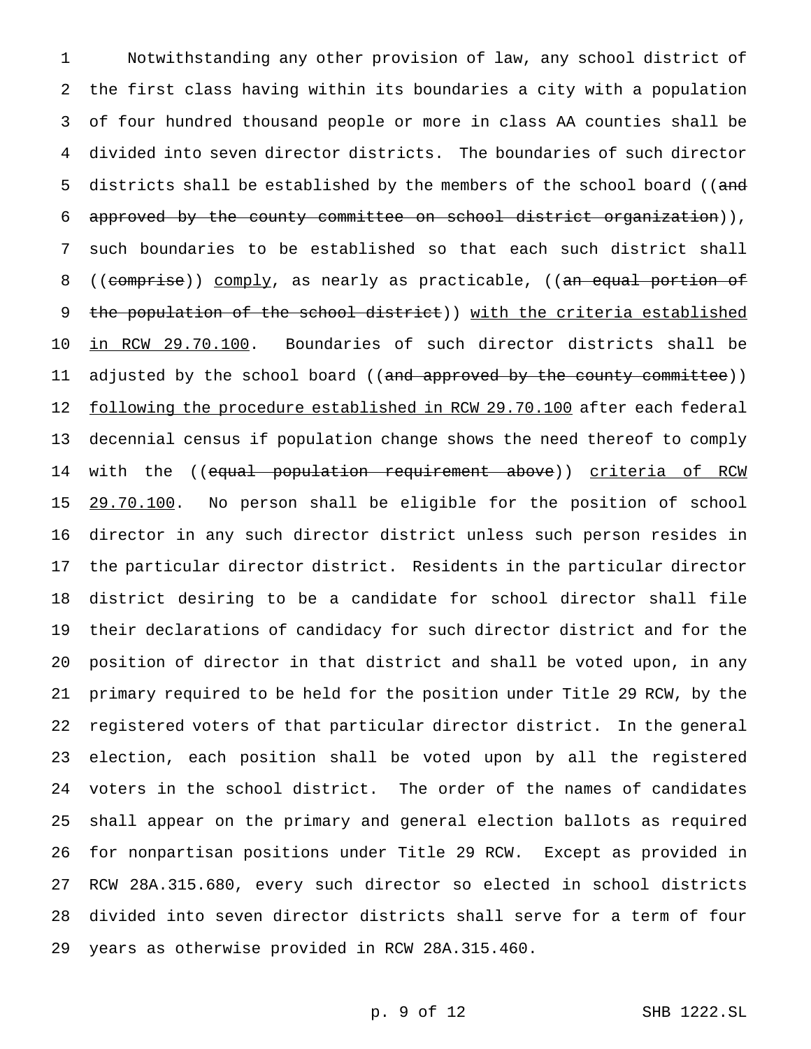Notwithstanding any other provision of law, any school district of the first class having within its boundaries a city with a population of four hundred thousand people or more in class AA counties shall be divided into seven director districts. The boundaries of such director districts shall be established by the members of the school board ((~~and approved by the county committee on school district organization~~)), such boundaries to be established so that each such district shall ((~~comprise~~)) comply, as nearly as practicable, ((~~an equal portion of the population of the school district~~)) with the criteria established in RCW 29.70.100. Boundaries of such director districts shall be adjusted by the school board ((~~and approved by the county committee~~)) following the procedure established in RCW 29.70.100 after each federal decennial census if population change shows the need thereof to comply with the ((~~equal population requirement above~~)) criteria of RCW 29.70.100. No person shall be eligible for the position of school director in any such director district unless such person resides in the particular director district. Residents in the particular director district desiring to be a candidate for school director shall file their declarations of candidacy for such director district and for the position of director in that district and shall be voted upon, in any primary required to be held for the position under Title 29 RCW, by the registered voters of that particular director district. In the general election, each position shall be voted upon by all the registered voters in the school district. The order of the names of candidates shall appear on the primary and general election ballots as required for nonpartisan positions under Title 29 RCW. Except as provided in RCW 28A.315.680, every such director so elected in school districts divided into seven director districts shall serve for a term of four years as otherwise provided in RCW 28A.315.460.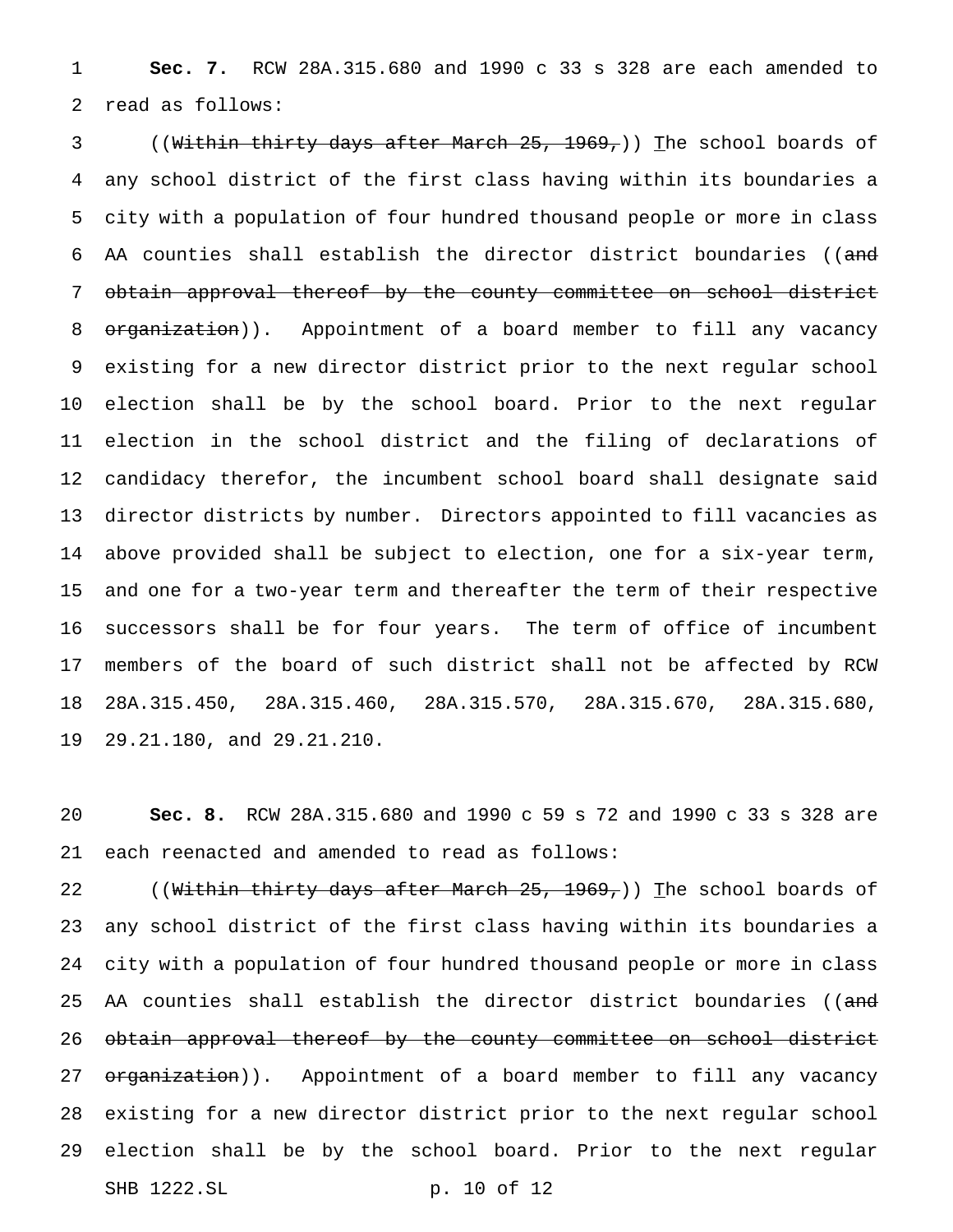**Sec. 7.** RCW 28A.315.680 and 1990 c 33 s 328 are each amended to read as follows:

((~~Within thirty days after March 25, 1969,~~)) The school boards of any school district of the first class having within its boundaries a city with a population of four hundred thousand people or more in class AA counties shall establish the director district boundaries ((~~and obtain approval thereof by the county committee on school district organization~~)). Appointment of a board member to fill any vacancy existing for a new director district prior to the next regular school election shall be by the school board. Prior to the next regular election in the school district and the filing of declarations of candidacy therefor, the incumbent school board shall designate said director districts by number. Directors appointed to fill vacancies as above provided shall be subject to election, one for a six-year term, and one for a two-year term and thereafter the term of their respective successors shall be for four years. The term of office of incumbent members of the board of such district shall not be affected by RCW 28A.315.450, 28A.315.460, 28A.315.570, 28A.315.670, 28A.315.680, 29.21.180, and 29.21.210.

**Sec. 8.** RCW 28A.315.680 and 1990 c 59 s 72 and 1990 c 33 s 328 are each reenacted and amended to read as follows:

((~~Within thirty days after March 25, 1969,~~)) The school boards of any school district of the first class having within its boundaries a city with a population of four hundred thousand people or more in class AA counties shall establish the director district boundaries ((~~and obtain approval thereof by the county committee on school district organization~~)). Appointment of a board member to fill any vacancy existing for a new director district prior to the next regular school election shall be by the school board. Prior to the next regular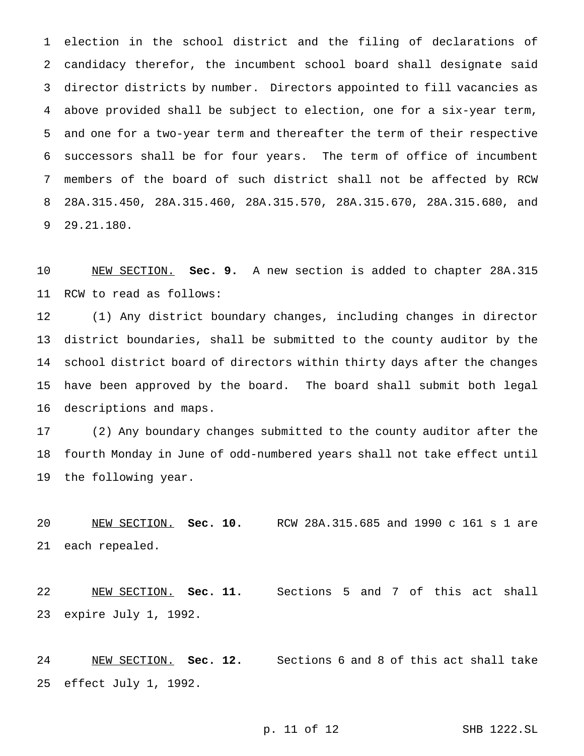election in the school district and the filing of declarations of candidacy therefor, the incumbent school board shall designate said director districts by number. Directors appointed to fill vacancies as above provided shall be subject to election, one for a six-year term, and one for a two-year term and thereafter the term of their respective successors shall be for four years. The term of office of incumbent members of the board of such district shall not be affected by RCW 28A.315.450, 28A.315.460, 28A.315.570, 28A.315.670, 28A.315.680, and 29.21.180.

NEW SECTION. **Sec. 9.** A new section is added to chapter 28A.315 RCW to read as follows:

(1) Any district boundary changes, including changes in director district boundaries, shall be submitted to the county auditor by the school district board of directors within thirty days after the changes have been approved by the board. The board shall submit both legal descriptions and maps.

(2) Any boundary changes submitted to the county auditor after the fourth Monday in June of odd-numbered years shall not take effect until the following year.

NEW SECTION. **Sec. 10.** RCW 28A.315.685 and 1990 c 161 s 1 are each repealed.

NEW SECTION. **Sec. 11.** Sections 5 and 7 of this act shall expire July 1, 1992.

NEW SECTION. **Sec. 12.** Sections 6 and 8 of this act shall take effect July 1, 1992.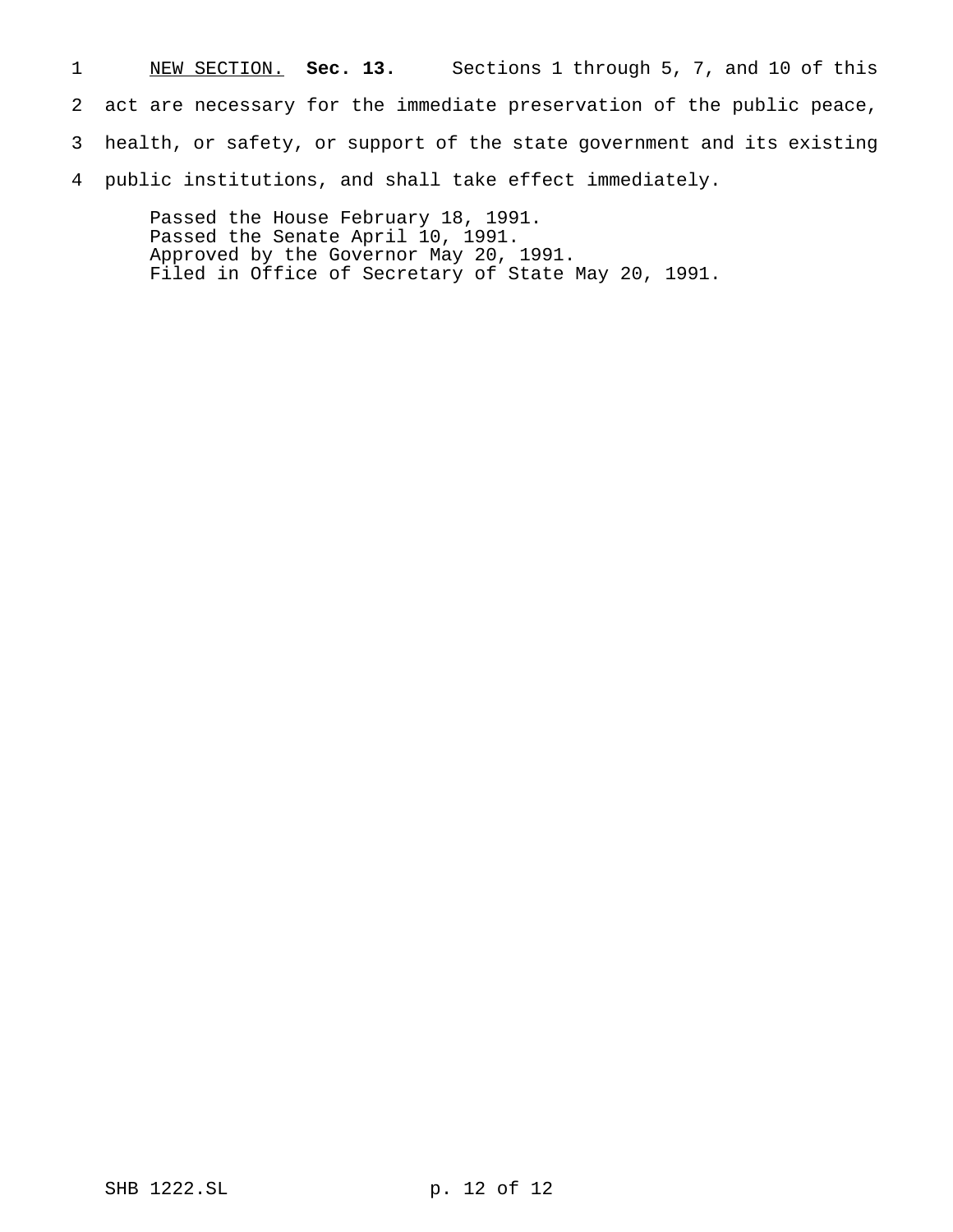NEW SECTION. **Sec. 13.** Sections 1 through 5, 7, and 10 of this act are necessary for the immediate preservation of the public peace, health, or safety, or support of the state government and its existing public institutions, and shall take effect immediately.

Passed the House February 18, 1991.
Passed the Senate April 10, 1991.
Approved by the Governor May 20, 1991.
Filed in Office of Secretary of State May 20, 1991.